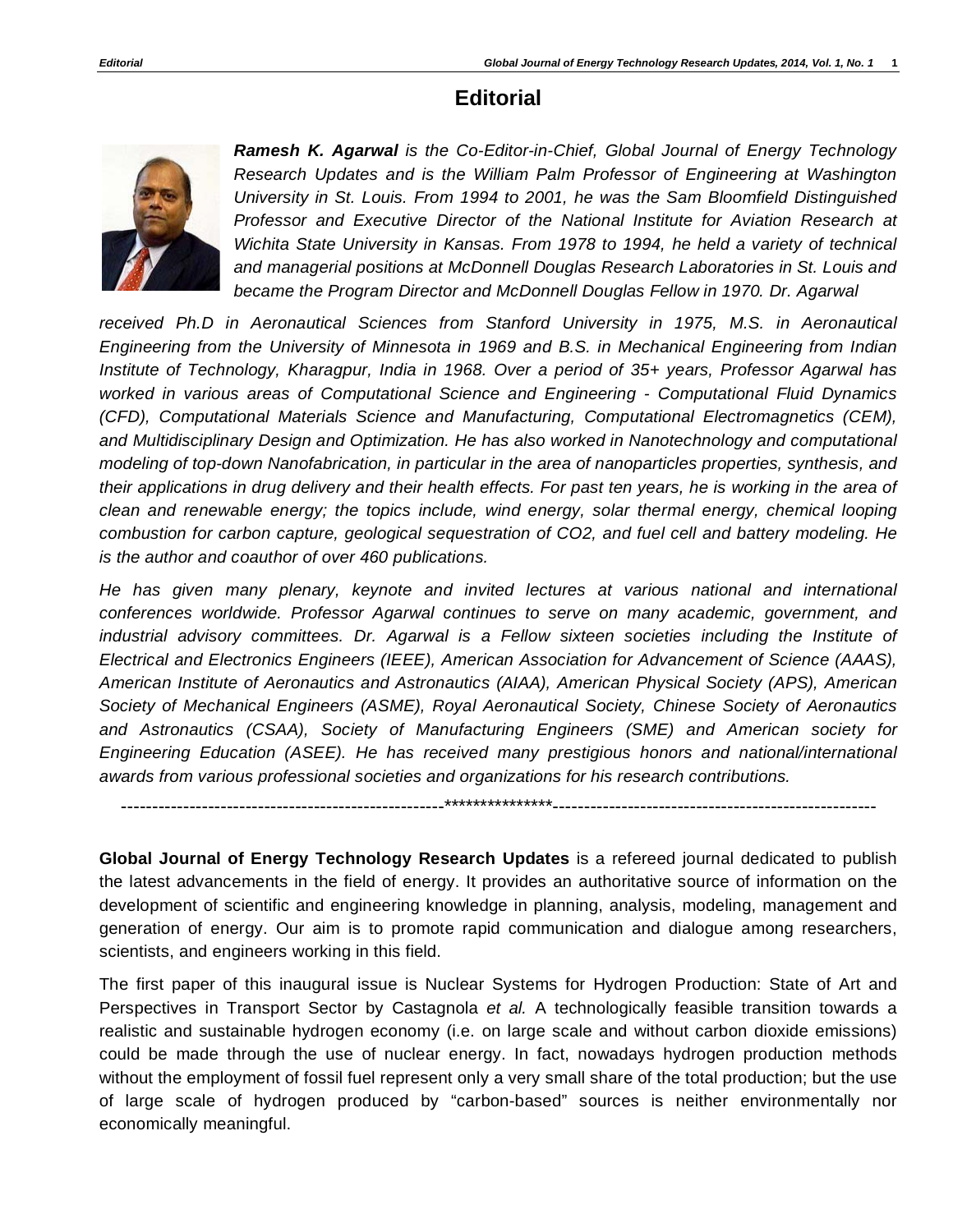# Editorial

***Ramesh K. Agarwal*** *is the Co-Editor-in-Chief, Global Journal of Energy Technology Research Updates and is the William Palm Professor of Engineering at Washington University in St. Louis. From 1994 to 2001, he was the Sam Bloomfield Distinguished Professor and Executive Director of the National Institute for Aviation Research at Wichita State University in Kansas. From 1978 to 1994, he held a variety of technical and managerial positions at McDonnell Douglas Research Laboratories in St. Louis and became the Program Director and McDonnell Douglas Fellow in 1970. Dr. Agarwal received Ph.D in Aeronautical Sciences from Stanford University in 1975, M.S. in Aeronautical Engineering from the University of Minnesota in 1969 and B.S. in Mechanical Engineering from Indian Institute of Technology, Kharagpur, India in 1968. Over a period of 35+ years, Professor Agarwal has worked in various areas of Computational Science and Engineering - Computational Fluid Dynamics (CFD), Computational Materials Science and Manufacturing, Computational Electromagnetics (CEM), and Multidisciplinary Design and Optimization. He has also worked in Nanotechnology and computational modeling of top-down Nanofabrication, in particular in the area of nanoparticles properties, synthesis, and their applications in drug delivery and their health effects. For past ten years, he is working in the area of clean and renewable energy; the topics include, wind energy, solar thermal energy, chemical looping combustion for carbon capture, geological sequestration of CO2, and fuel cell and battery modeling. He is the author and coauthor of over 460 publications.*

*He has given many plenary, keynote and invited lectures at various national and international conferences worldwide. Professor Agarwal continues to serve on many academic, government, and industrial advisory committees. Dr. Agarwal is a Fellow sixteen societies including the Institute of Electrical and Electronics Engineers (IEEE), American Association for Advancement of Science (AAAS), American Institute of Aeronautics and Astronautics (AIAA), American Physical Society (APS), American Society of Mechanical Engineers (ASME), Royal Aeronautical Society, Chinese Society of Aeronautics and Astronautics (CSAA), Society of Manufacturing Engineers (SME) and American society for Engineering Education (ASEE). He has received many prestigious honors and national/international awards from various professional societies and organizations for his research contributions.*

---------------------------------------------------***************---------------------------------------------------

**Global Journal of Energy Technology Research Updates** is a refereed journal dedicated to publish the latest advancements in the field of energy. It provides an authoritative source of information on the development of scientific and engineering knowledge in planning, analysis, modeling, management and generation of energy. Our aim is to promote rapid communication and dialogue among researchers, scientists, and engineers working in this field.

The first paper of this inaugural issue is Nuclear Systems for Hydrogen Production: State of Art and Perspectives in Transport Sector by Castagnola *et al.* A technologically feasible transition towards a realistic and sustainable hydrogen economy (i.e. on large scale and without carbon dioxide emissions) could be made through the use of nuclear energy. In fact, nowadays hydrogen production methods without the employment of fossil fuel represent only a very small share of the total production; but the use of large scale of hydrogen produced by "carbon-based" sources is neither environmentally nor economically meaningful.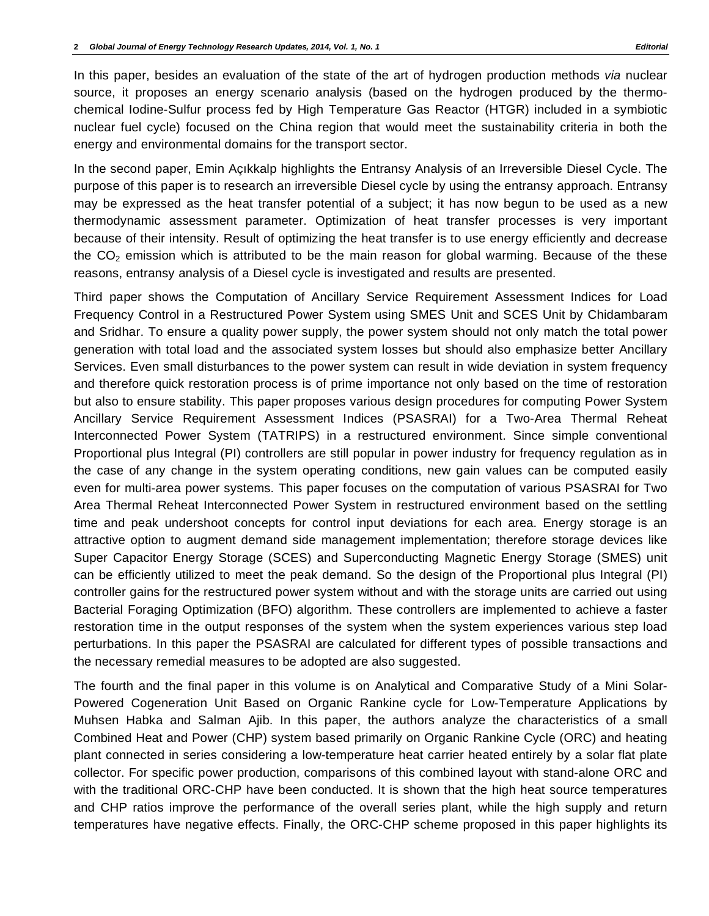In this paper, besides an evaluation of the state of the art of hydrogen production methods *via* nuclear source, it proposes an energy scenario analysis (based on the hydrogen produced by the thermo-chemical Iodine-Sulfur process fed by High Temperature Gas Reactor (HTGR) included in a symbiotic nuclear fuel cycle) focused on the China region that would meet the sustainability criteria in both the energy and environmental domains for the transport sector.

In the second paper, Emin Açıkkalp highlights the Entransy Analysis of an Irreversible Diesel Cycle. The purpose of this paper is to research an irreversible Diesel cycle by using the entransy approach. Entransy may be expressed as the heat transfer potential of a subject; it has now begun to be used as a new thermodynamic assessment parameter. Optimization of heat transfer processes is very important because of their intensity. Result of optimizing the heat transfer is to use energy efficiently and decrease the $CO_2$ emission which is attributed to be the main reason for global warming. Because of the these reasons, entransy analysis of a Diesel cycle is investigated and results are presented.

Third paper shows the Computation of Ancillary Service Requirement Assessment Indices for Load Frequency Control in a Restructured Power System using SMES Unit and SCES Unit by Chidambaram and Sridhar. To ensure a quality power supply, the power system should not only match the total power generation with total load and the associated system losses but should also emphasize better Ancillary Services. Even small disturbances to the power system can result in wide deviation in system frequency and therefore quick restoration process is of prime importance not only based on the time of restoration but also to ensure stability. This paper proposes various design procedures for computing Power System Ancillary Service Requirement Assessment Indices (PSASRAI) for a Two-Area Thermal Reheat Interconnected Power System (TATRIPS) in a restructured environment. Since simple conventional Proportional plus Integral (PI) controllers are still popular in power industry for frequency regulation as in the case of any change in the system operating conditions, new gain values can be computed easily even for multi-area power systems. This paper focuses on the computation of various PSASRAI for Two Area Thermal Reheat Interconnected Power System in restructured environment based on the settling time and peak undershoot concepts for control input deviations for each area. Energy storage is an attractive option to augment demand side management implementation; therefore storage devices like Super Capacitor Energy Storage (SCES) and Superconducting Magnetic Energy Storage (SMES) unit can be efficiently utilized to meet the peak demand. So the design of the Proportional plus Integral (PI) controller gains for the restructured power system without and with the storage units are carried out using Bacterial Foraging Optimization (BFO) algorithm. These controllers are implemented to achieve a faster restoration time in the output responses of the system when the system experiences various step load perturbations. In this paper the PSASRAI are calculated for different types of possible transactions and the necessary remedial measures to be adopted are also suggested.

The fourth and the final paper in this volume is on Analytical and Comparative Study of a Mini Solar-Powered Cogeneration Unit Based on Organic Rankine cycle for Low-Temperature Applications by Muhsen Habka and Salman Ajib. In this paper, the authors analyze the characteristics of a small Combined Heat and Power (CHP) system based primarily on Organic Rankine Cycle (ORC) and heating plant connected in series considering a low-temperature heat carrier heated entirely by a solar flat plate collector. For specific power production, comparisons of this combined layout with stand-alone ORC and with the traditional ORC-CHP have been conducted. It is shown that the high heat source temperatures and CHP ratios improve the performance of the overall series plant, while the high supply and return temperatures have negative effects. Finally, the ORC-CHP scheme proposed in this paper highlights its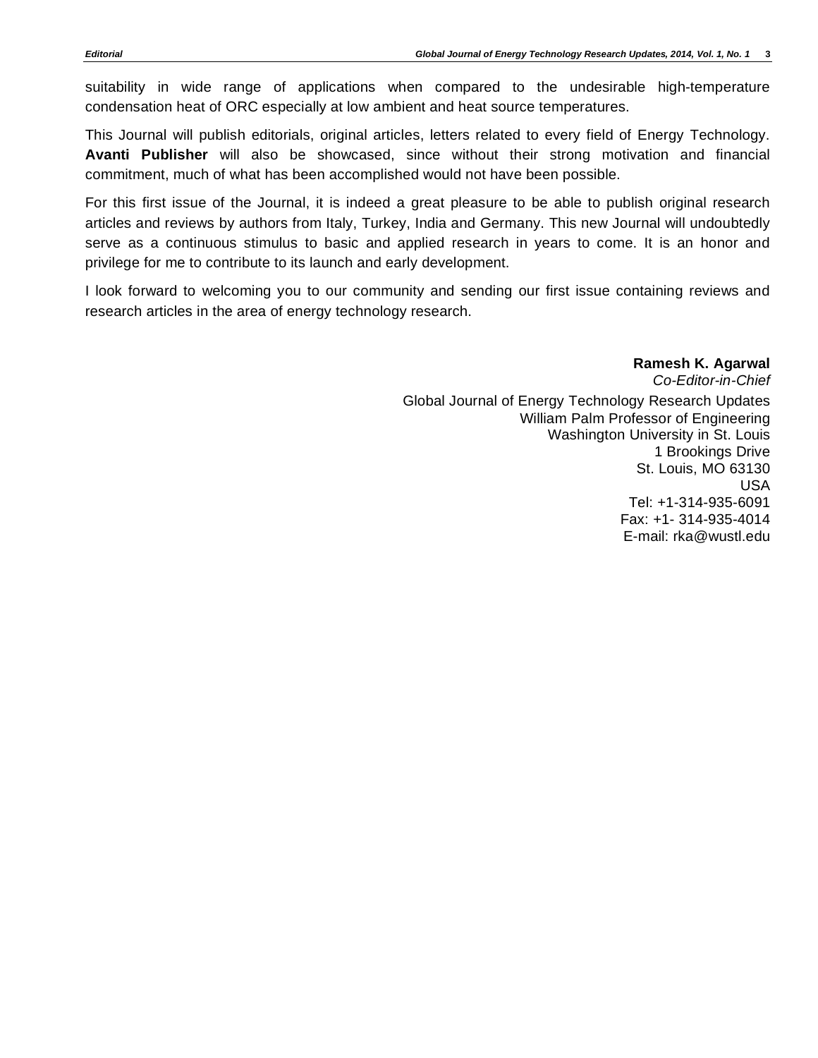suitability in wide range of applications when compared to the undesirable high-temperature condensation heat of ORC especially at low ambient and heat source temperatures.

This Journal will publish editorials, original articles, letters related to every field of Energy Technology. **Avanti Publisher** will also be showcased, since without their strong motivation and financial commitment, much of what has been accomplished would not have been possible.

For this first issue of the Journal, it is indeed a great pleasure to be able to publish original research articles and reviews by authors from Italy, Turkey, India and Germany. This new Journal will undoubtedly serve as a continuous stimulus to basic and applied research in years to come. It is an honor and privilege for me to contribute to its launch and early development.

I look forward to welcoming you to our community and sending our first issue containing reviews and research articles in the area of energy technology research.

**Ramesh K. Agarwal**
*Co-Editor-in-Chief*
Global Journal of Energy Technology Research Updates
William Palm Professor of Engineering
Washington University in St. Louis
1 Brookings Drive
St. Louis, MO 63130
USA
Tel: +1-314-935-6091
Fax: +1- 314-935-4014
E-mail: rka@wustl.edu